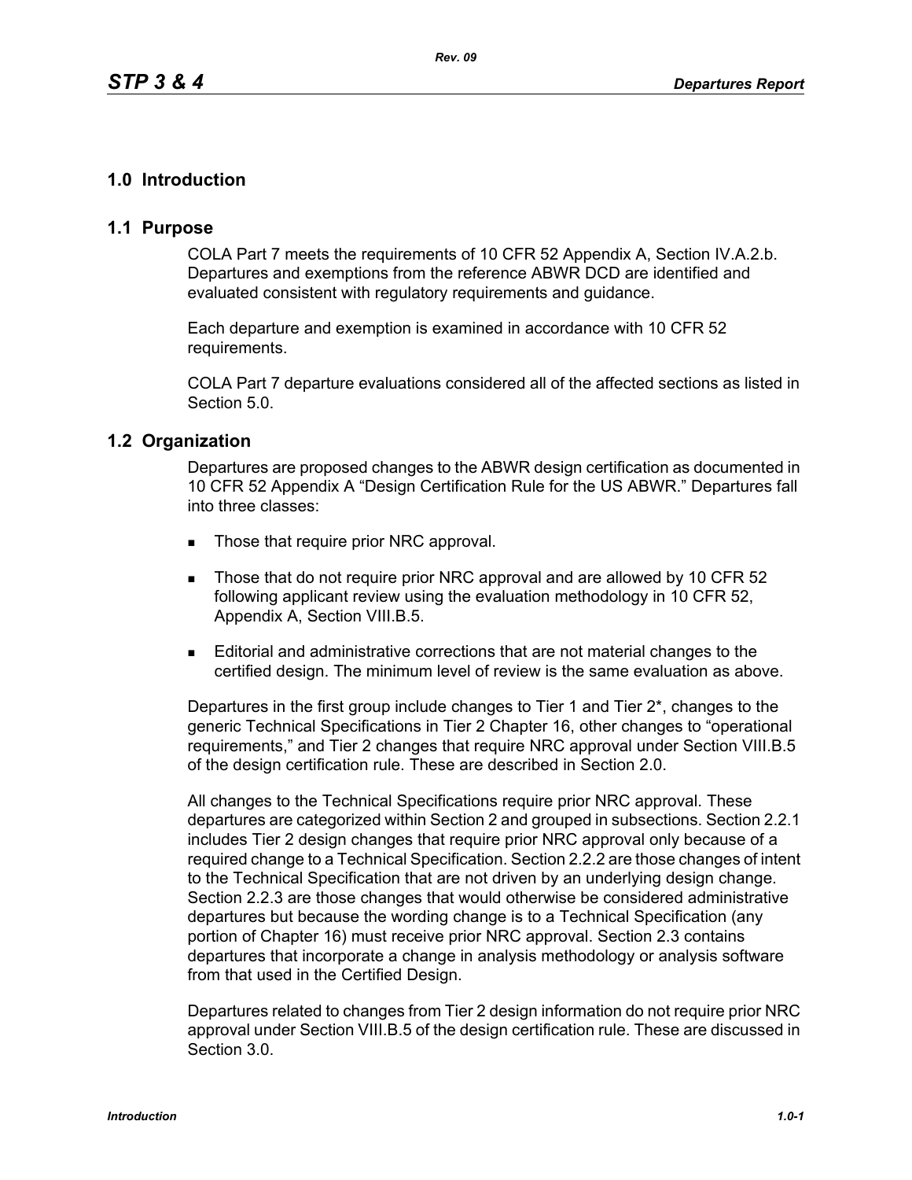# 1.0 Introduction

## 1.1 Purpose

COLA Part 7 meets the requirements of 10 CFR 52 Appendix A, Section IV.A.2.b. Departures and exemptions from the reference ABWR DCD are identified and evaluated consistent with regulatory requirements and guidance.

Each departure and exemption is examined in accordance with 10 CFR 52 requirements.

COLA Part 7 departure evaluations considered all of the affected sections as listed in Section 5.0.

## 1.2 Organization

Departures are proposed changes to the ABWR design certification as documented in 10 CFR 52 Appendix A "Design Certification Rule for the US ABWR." Departures fall into three classes:

- Those that require prior NRC approval.
- Those that do not require prior NRC approval and are allowed by 10 CFR 52 following applicant review using the evaluation methodology in 10 CFR 52, Appendix A, Section VIII.B.5.
- Editorial and administrative corrections that are not material changes to the certified design. The minimum level of review is the same evaluation as above.

Departures in the first group include changes to Tier 1 and Tier 2*, changes to the generic Technical Specifications in Tier 2 Chapter 16, other changes to "operational requirements," and Tier 2 changes that require NRC approval under Section VIII.B.5 of the design certification rule. These are described in Section 2.0.

All changes to the Technical Specifications require prior NRC approval. These departures are categorized within Section 2 and grouped in subsections. Section 2.2.1 includes Tier 2 design changes that require prior NRC approval only because of a required change to a Technical Specification. Section 2.2.2 are those changes of intent to the Technical Specification that are not driven by an underlying design change. Section 2.2.3 are those changes that would otherwise be considered administrative departures but because the wording change is to a Technical Specification (any portion of Chapter 16) must receive prior NRC approval. Section 2.3 contains departures that incorporate a change in analysis methodology or analysis software from that used in the Certified Design.

Departures related to changes from Tier 2 design information do not require prior NRC approval under Section VIII.B.5 of the design certification rule. These are discussed in Section 3.0.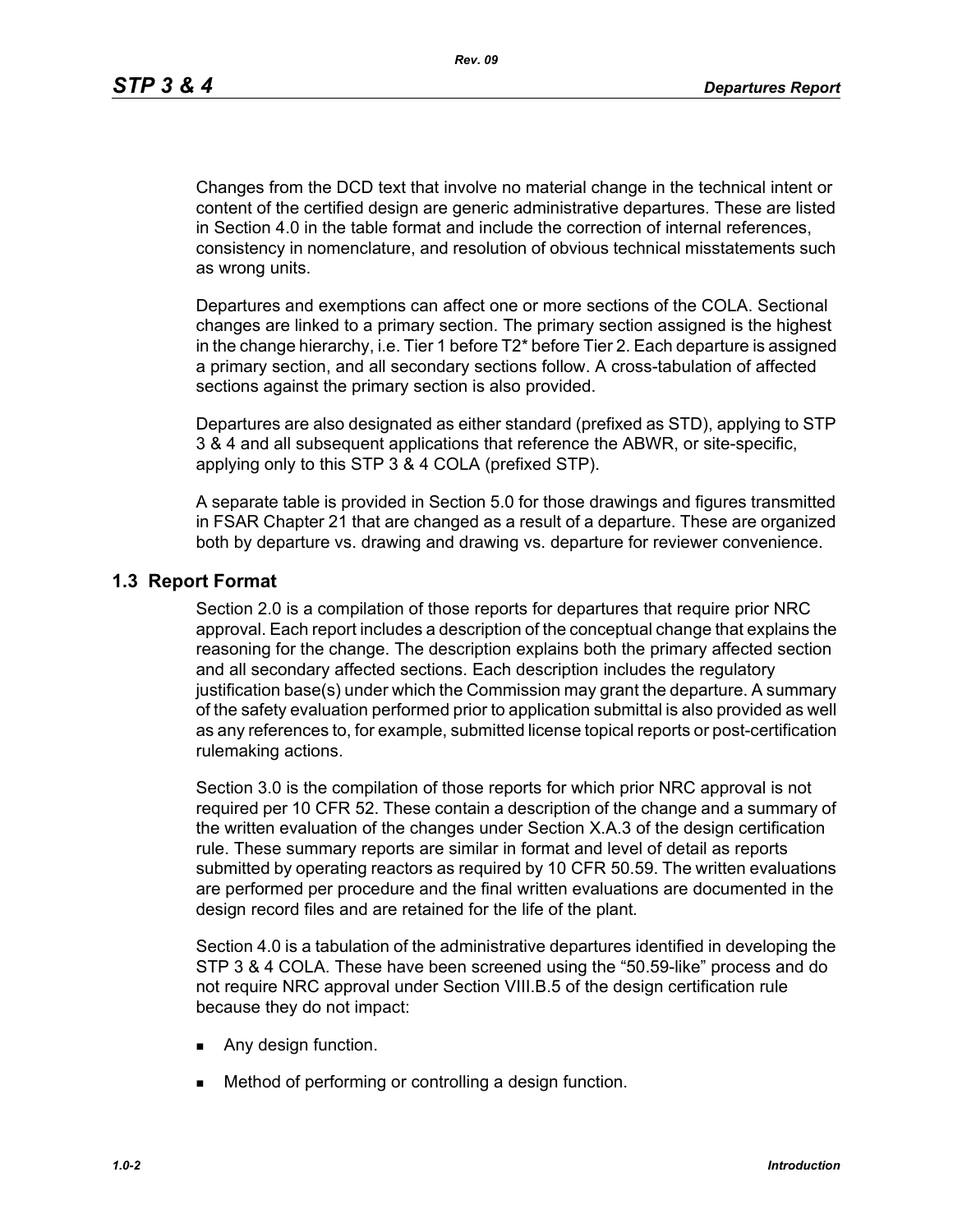Changes from the DCD text that involve no material change in the technical intent or content of the certified design are generic administrative departures. These are listed in Section 4.0 in the table format and include the correction of internal references, consistency in nomenclature, and resolution of obvious technical misstatements such as wrong units.

Departures and exemptions can affect one or more sections of the COLA. Sectional changes are linked to a primary section. The primary section assigned is the highest in the change hierarchy, i.e. Tier 1 before T2* before Tier 2. Each departure is assigned a primary section, and all secondary sections follow. A cross-tabulation of affected sections against the primary section is also provided.

Departures are also designated as either standard (prefixed as STD), applying to STP 3 & 4 and all subsequent applications that reference the ABWR, or site-specific, applying only to this STP 3 & 4 COLA (prefixed STP).

A separate table is provided in Section 5.0 for those drawings and figures transmitted in FSAR Chapter 21 that are changed as a result of a departure. These are organized both by departure vs. drawing and drawing vs. departure for reviewer convenience.

## 1.3 Report Format

Section 2.0 is a compilation of those reports for departures that require prior NRC approval. Each report includes a description of the conceptual change that explains the reasoning for the change. The description explains both the primary affected section and all secondary affected sections. Each description includes the regulatory justification base(s) under which the Commission may grant the departure. A summary of the safety evaluation performed prior to application submittal is also provided as well as any references to, for example, submitted license topical reports or post-certification rulemaking actions.

Section 3.0 is the compilation of those reports for which prior NRC approval is not required per 10 CFR 52. These contain a description of the change and a summary of the written evaluation of the changes under Section X.A.3 of the design certification rule. These summary reports are similar in format and level of detail as reports submitted by operating reactors as required by 10 CFR 50.59. The written evaluations are performed per procedure and the final written evaluations are documented in the design record files and are retained for the life of the plant.

Section 4.0 is a tabulation of the administrative departures identified in developing the STP 3 & 4 COLA. These have been screened using the "50.59-like" process and do not require NRC approval under Section VIII.B.5 of the design certification rule because they do not impact:

- Any design function.
- Method of performing or controlling a design function.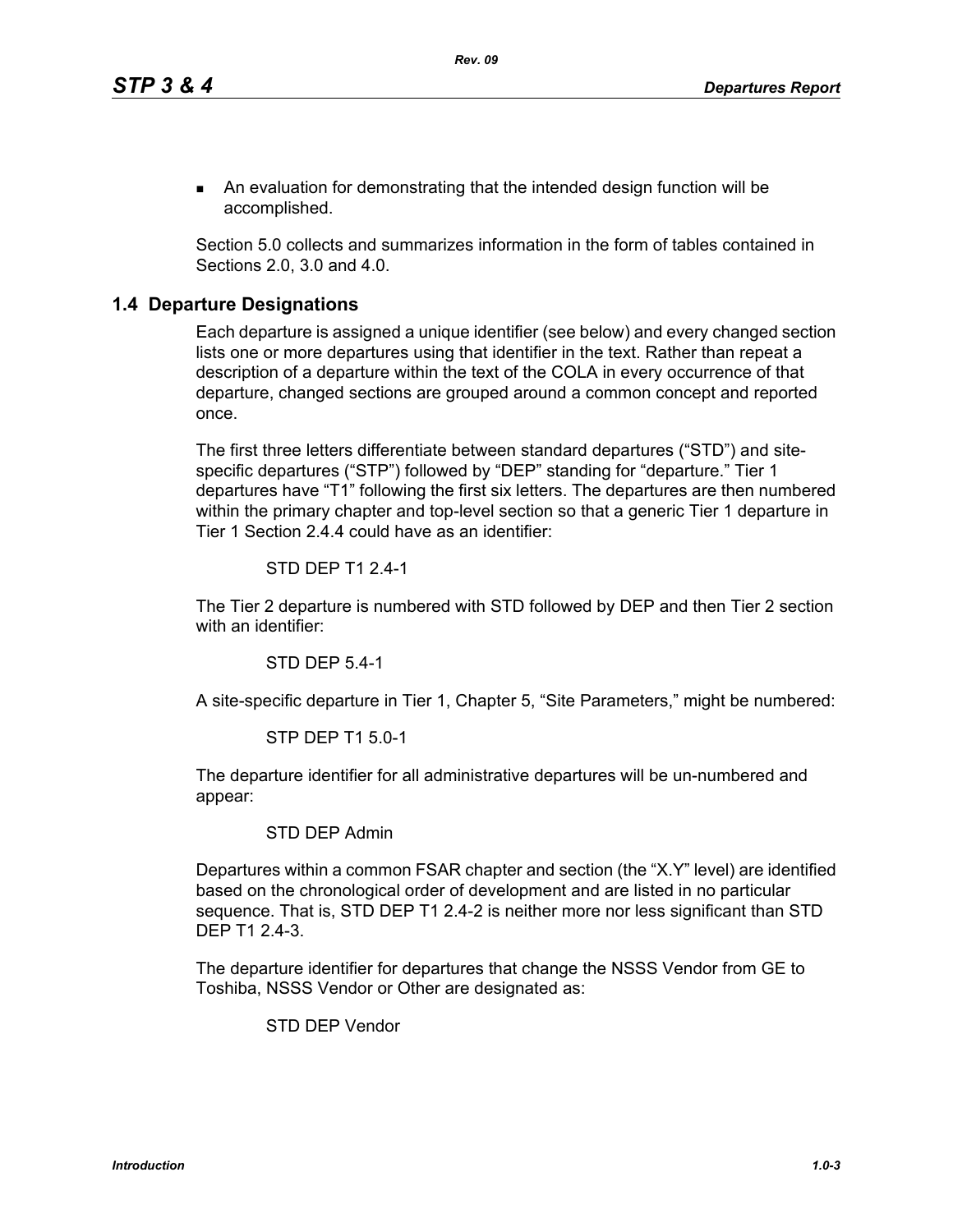- An evaluation for demonstrating that the intended design function will be accomplished.

Section 5.0 collects and summarizes information in the form of tables contained in Sections 2.0, 3.0 and 4.0.

## 1.4 Departure Designations

Each departure is assigned a unique identifier (see below) and every changed section lists one or more departures using that identifier in the text. Rather than repeat a description of a departure within the text of the COLA in every occurrence of that departure, changed sections are grouped around a common concept and reported once.

The first three letters differentiate between standard departures ("STD") and site-specific departures ("STP") followed by "DEP" standing for "departure." Tier 1 departures have "T1" following the first six letters. The departures are then numbered within the primary chapter and top-level section so that a generic Tier 1 departure in Tier 1 Section 2.4.4 could have as an identifier:

STD DEP T1 2.4-1

The Tier 2 departure is numbered with STD followed by DEP and then Tier 2 section with an identifier:

STD DEP 5.4-1

A site-specific departure in Tier 1, Chapter 5, "Site Parameters," might be numbered:

STP DEP T1 5.0-1

The departure identifier for all administrative departures will be un-numbered and appear:

STD DEP Admin

Departures within a common FSAR chapter and section (the "X.Y" level) are identified based on the chronological order of development and are listed in no particular sequence. That is, STD DEP T1 2.4-2 is neither more nor less significant than STD DEP T1 2.4-3.

The departure identifier for departures that change the NSSS Vendor from GE to Toshiba, NSSS Vendor or Other are designated as:

STD DEP Vendor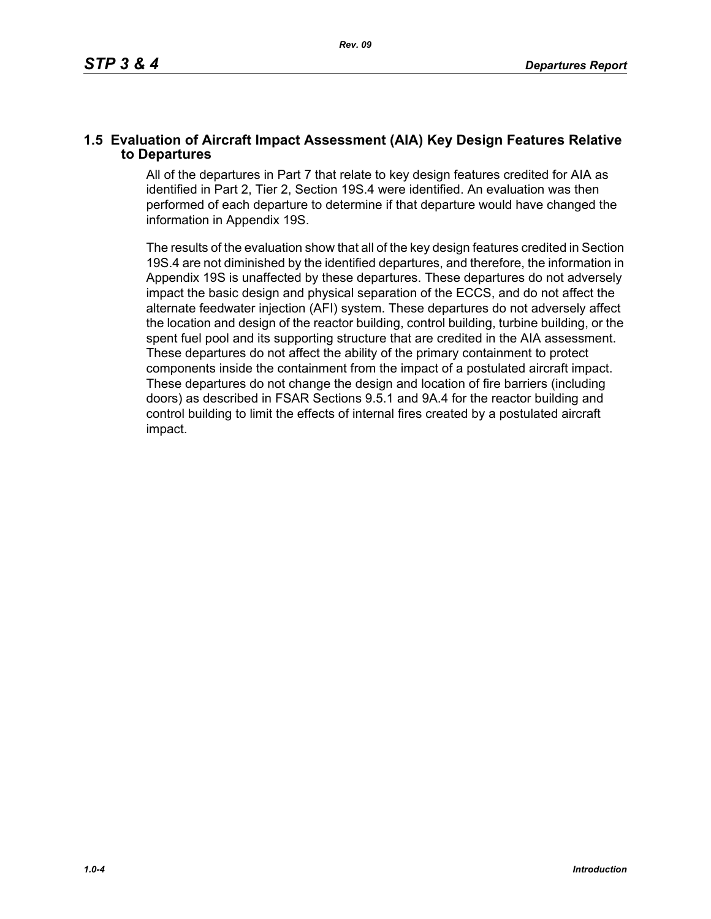## 1.5 Evaluation of Aircraft Impact Assessment (AIA) Key Design Features Relative to Departures

All of the departures in Part 7 that relate to key design features credited for AIA as identified in Part 2, Tier 2, Section 19S.4 were identified. An evaluation was then performed of each departure to determine if that departure would have changed the information in Appendix 19S.

The results of the evaluation show that all of the key design features credited in Section 19S.4 are not diminished by the identified departures, and therefore, the information in Appendix 19S is unaffected by these departures. These departures do not adversely impact the basic design and physical separation of the ECCS, and do not affect the alternate feedwater injection (AFI) system. These departures do not adversely affect the location and design of the reactor building, control building, turbine building, or the spent fuel pool and its supporting structure that are credited in the AIA assessment. These departures do not affect the ability of the primary containment to protect components inside the containment from the impact of a postulated aircraft impact. These departures do not change the design and location of fire barriers (including doors) as described in FSAR Sections 9.5.1 and 9A.4 for the reactor building and control building to limit the effects of internal fires created by a postulated aircraft impact.